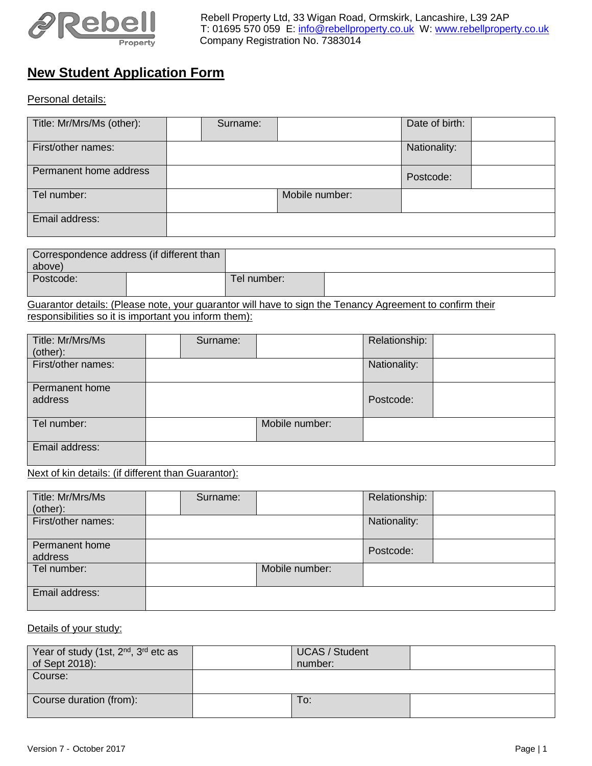Rebell Property Ltd, 33 Wigan Road, Ormskirk, Lancashire, L39 2AP
T: 01695 570 059 E: info@rebellproperty.co.uk W: www.rebellproperty.co.uk
Company Registration No. 7383014

# New Student Application Form

Personal details:

| Title: Mr/Mrs/Ms (other): | | Surname: | | Date of birth: | |
|---|---|---|---|---|---|
| First/other names: | | | | Nationality: | |
| Permanent home address | | | | Postcode: | |
| Tel number: | | Mobile number: | | | |
| Email address: | | | | | |

| Correspondence address (if different than above) | | | |
|---|---|---|---|
| Postcode: | | Tel number: | |

Guarantor details: (Please note, your guarantor will have to sign the Tenancy Agreement to confirm their responsibilities so it is important you inform them):

| Title: Mr/Mrs/Ms (other): | | Surname: | | Relationship: | |
|---|---|---|---|---|---|
| First/other names: | | | | Nationality: | |
| Permanent home address | | | | Postcode: | |
| Tel number: | | Mobile number: | | | |
| Email address: | | | | | |

Next of kin details: (if different than Guarantor):

| Title: Mr/Mrs/Ms (other): | | Surname: | | Relationship: | |
|---|---|---|---|---|---|
| First/other names: | | | | Nationality: | |
| Permanent home address | | | | Postcode: | |
| Tel number: | | Mobile number: | | | |
| Email address: | | | | | |

Details of your study:

| Year of study (1st, 2nd, 3rd etc as of Sept 2018): | | UCAS / Student number: | |
|---|---|---|---|
| Course: | | | |
| Course duration (from): | | To: | |

Version 7 - October 2017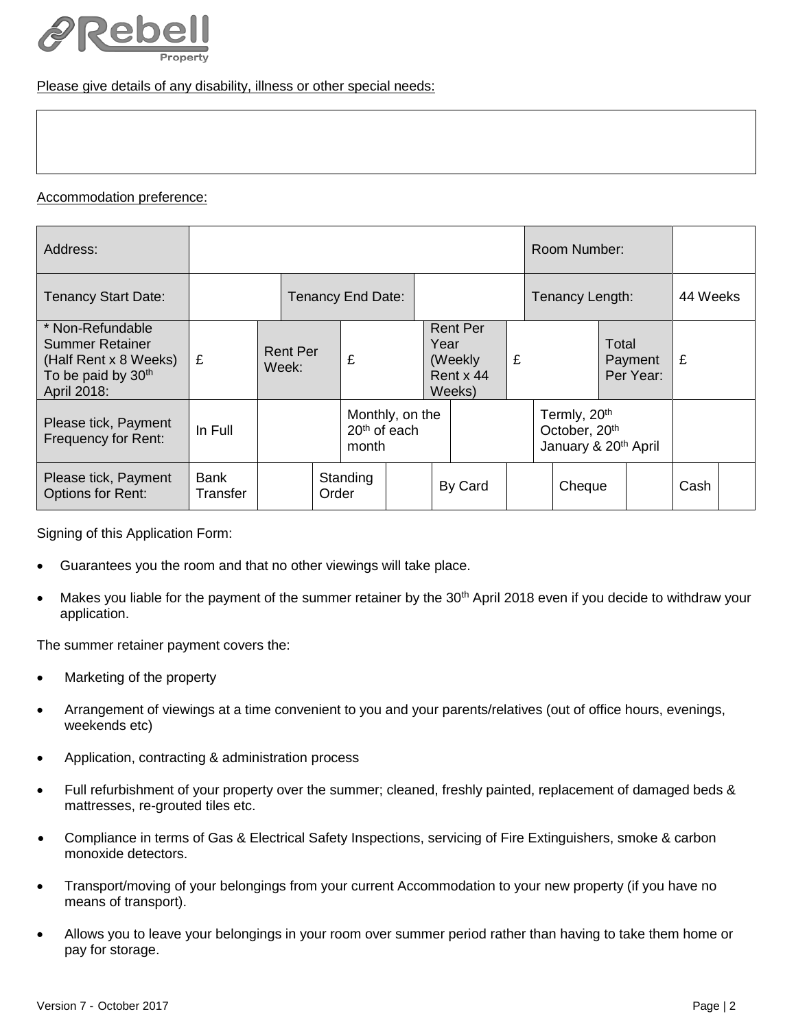Please give details of any disability, illness or other special needs:

| |
|---|
| |

Accommodation preference:

| Address: | | | | | | | | | | Room Number: | | |
|---|---|---|---|---|---|---|---|---|---|---|---|---|
| Tenancy Start Date: | | Tenancy End Date: | | | | | | | | Tenancy Length: | | 44 Weeks |
| * Non-Refundable Summer Retainer (Half Rent x 8 Weeks) To be paid by 30th April 2018: | £ | Rent Per Week: | | £ | | Rent Per Year (Weekly Rent x 44 Weeks) | | £ | | | Total Payment Per Year: | £ |
| Please tick, Payment Frequency for Rent: | In Full | | | Monthly, on the 20th of each month | | | | | Termly, 20th October, 20th January & 20th April | | | |
| Please tick, Payment Options for Rent: | Bank Transfer | | Standing Order | | | By Card | | | Cheque | | Cash | |

Signing of this Application Form:

- Guarantees you the room and that no other viewings will take place.
- Makes you liable for the payment of the summer retainer by the 30th April 2018 even if you decide to withdraw your application.

The summer retainer payment covers the:

- Marketing of the property
- Arrangement of viewings at a time convenient to you and your parents/relatives (out of office hours, evenings, weekends etc)
- Application, contracting & administration process
- Full refurbishment of your property over the summer; cleaned, freshly painted, replacement of damaged beds & mattresses, re-grouted tiles etc.
- Compliance in terms of Gas & Electrical Safety Inspections, servicing of Fire Extinguishers, smoke & carbon monoxide detectors.
- Transport/moving of your belongings from your current Accommodation to your new property (if you have no means of transport).
- Allows you to leave your belongings in your room over summer period rather than having to take them home or pay for storage.

Version 7 - October 2017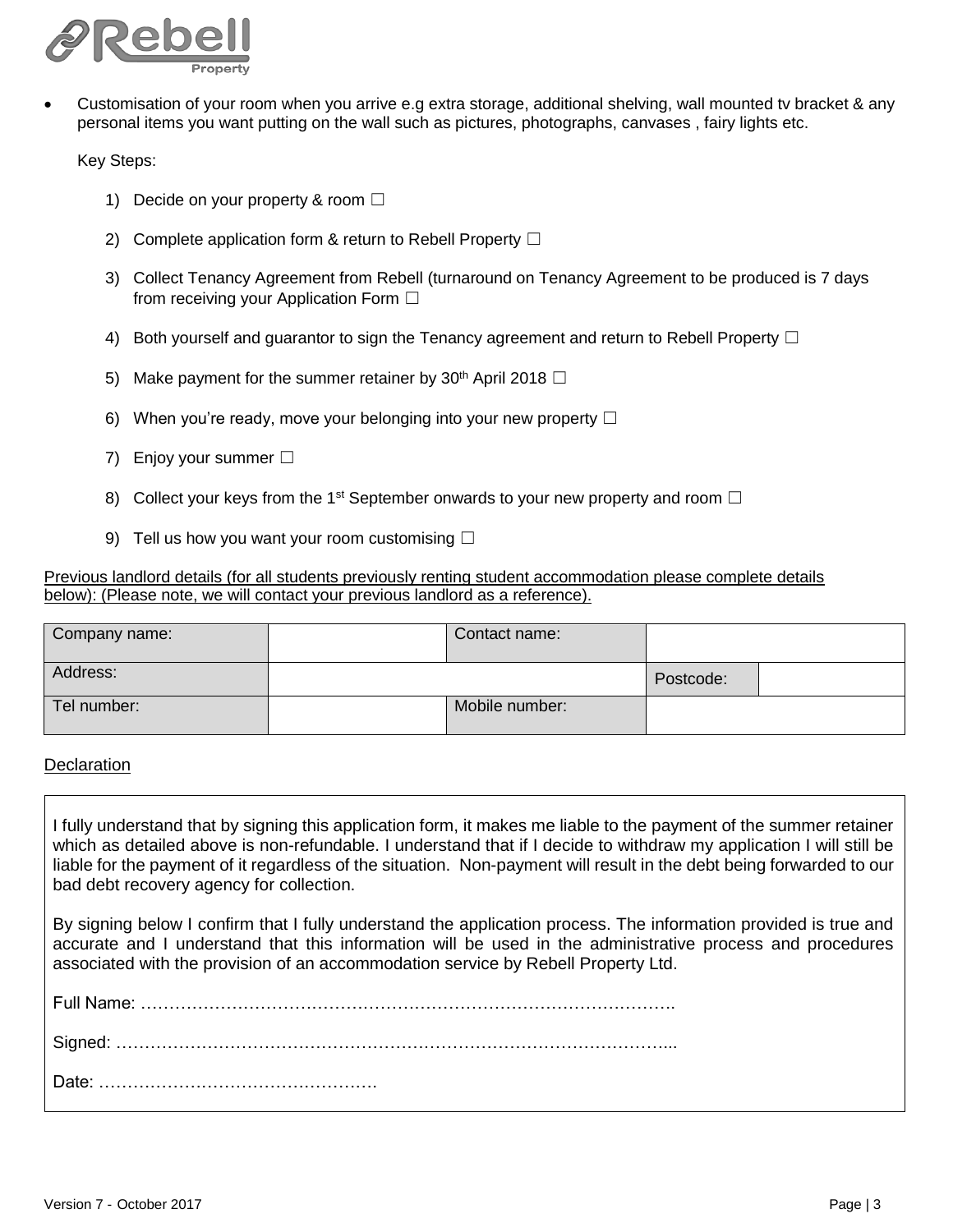- Customisation of your room when you arrive e.g extra storage, additional shelving, wall mounted tv bracket & any personal items you want putting on the wall such as pictures, photographs, canvases , fairy lights etc.

  Key Steps:

  1) Decide on your property & room ☐
  2) Complete application form & return to Rebell Property ☐
  3) Collect Tenancy Agreement from Rebell (turnaround on Tenancy Agreement to be produced is 7 days from receiving your Application Form ☐
  4) Both yourself and guarantor to sign the Tenancy agreement and return to Rebell Property ☐
  5) Make payment for the summer retainer by 30th April 2018 ☐
  6) When you're ready, move your belonging into your new property ☐
  7) Enjoy your summer ☐
  8) Collect your keys from the 1st September onwards to your new property and room ☐
  9) Tell us how you want your room customising ☐

Previous landlord details (for all students previously renting student accommodation please complete details below): (Please note, we will contact your previous landlord as a reference).

| | | | | |
|---|---|---|---|---|
| Company name: | | Contact name: | | |
| Address: | | | Postcode: | |
| Tel number: | | Mobile number: | | |

Declaration

I fully understand that by signing this application form, it makes me liable to the payment of the summer retainer which as detailed above is non-refundable. I understand that if I decide to withdraw my application I will still be liable for the payment of it regardless of the situation. Non-payment will result in the debt being forwarded to our bad debt recovery agency for collection.

By signing below I confirm that I fully understand the application process. The information provided is true and accurate and I understand that this information will be used in the administrative process and procedures associated with the provision of an accommodation service by Rebell Property Ltd.

Full Name: ……………………………………………………………………………………….

Signed: ……………………………………………………………………………………...

Date: ………………………………………….

Version 7 - October 2017